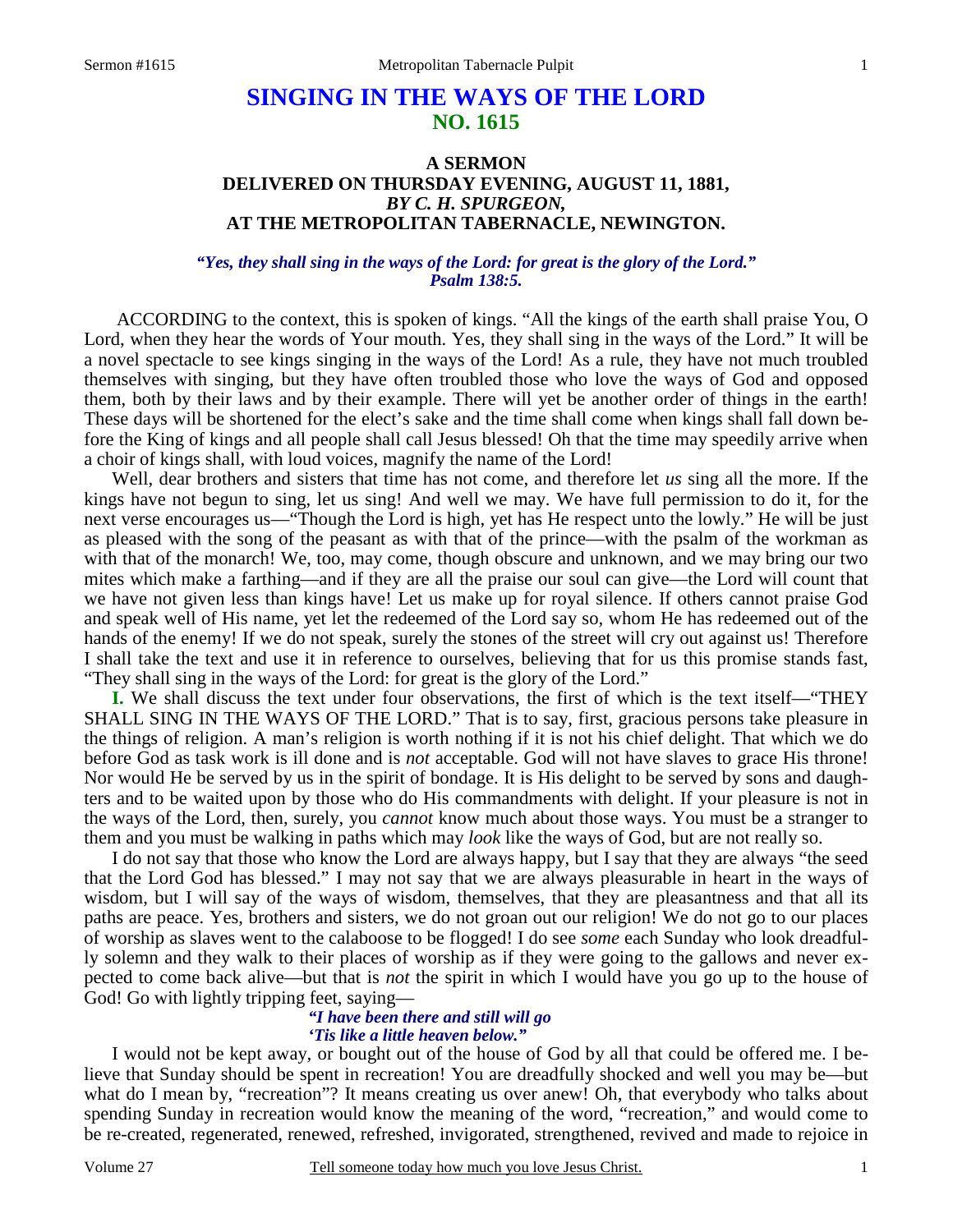# SINGING IN THE WAYS OF THE LORD
## NO. 1615

### A SERMON
### DELIVERED ON THURSDAY EVENING, AUGUST 11, 1881,
### *BY C. H. SPURGEON,*
### AT THE METROPOLITAN TABERNACLE, NEWINGTON.

*"Yes, they shall sing in the ways of the Lord: for great is the glory of the Lord." Psalm 138:5.*

ACCORDING to the context, this is spoken of kings. "All the kings of the earth shall praise You, O Lord, when they hear the words of Your mouth. Yes, they shall sing in the ways of the Lord." It will be a novel spectacle to see kings singing in the ways of the Lord! As a rule, they have not much troubled themselves with singing, but they have often troubled those who love the ways of God and opposed them, both by their laws and by their example. There will yet be another order of things in the earth! These days will be shortened for the elect's sake and the time shall come when kings shall fall down before the King of kings and all people shall call Jesus blessed! Oh that the time may speedily arrive when a choir of kings shall, with loud voices, magnify the name of the Lord!

Well, dear brothers and sisters that time has not come, and therefore let *us* sing all the more. If the kings have not begun to sing, let us sing! And well we may. We have full permission to do it, for the next verse encourages us—"Though the Lord is high, yet has He respect unto the lowly." He will be just as pleased with the song of the peasant as with that of the prince—with the psalm of the workman as with that of the monarch! We, too, may come, though obscure and unknown, and we may bring our two mites which make a farthing—and if they are all the praise our soul can give—the Lord will count that we have not given less than kings have! Let us make up for royal silence. If others cannot praise God and speak well of His name, yet let the redeemed of the Lord say so, whom He has redeemed out of the hands of the enemy! If we do not speak, surely the stones of the street will cry out against us! Therefore I shall take the text and use it in reference to ourselves, believing that for us this promise stands fast, "They shall sing in the ways of the Lord: for great is the glory of the Lord."

**I.** We shall discuss the text under four observations, the first of which is the text itself—"THEY SHALL SING IN THE WAYS OF THE LORD." That is to say, first, gracious persons take pleasure in the things of religion. A man's religion is worth nothing if it is not his chief delight. That which we do before God as task work is ill done and is *not* acceptable. God will not have slaves to grace His throne! Nor would He be served by us in the spirit of bondage. It is His delight to be served by sons and daughters and to be waited upon by those who do His commandments with delight. If your pleasure is not in the ways of the Lord, then, surely, you *cannot* know much about those ways. You must be a stranger to them and you must be walking in paths which may *look* like the ways of God, but are not really so.

I do not say that those who know the Lord are always happy, but I say that they are always "the seed that the Lord God has blessed." I may not say that we are always pleasurable in heart in the ways of wisdom, but I will say of the ways of wisdom, themselves, that they are pleasantness and that all its paths are peace. Yes, brothers and sisters, we do not groan out our religion! We do not go to our places of worship as slaves went to the calaboose to be flogged! I do see *some* each Sunday who look dreadfully solemn and they walk to their places of worship as if they were going to the gallows and never expected to come back alive—but that is *not* the spirit in which I would have you go up to the house of God! Go with lightly tripping feet, saying—

*"I have been there and still will go*
*'Tis like a little heaven below."*

I would not be kept away, or bought out of the house of God by all that could be offered me. I believe that Sunday should be spent in recreation! You are dreadfully shocked and well you may be—but what do I mean by, "recreation"? It means creating us over anew! Oh, that everybody who talks about spending Sunday in recreation would know the meaning of the word, "recreation," and would come to be re-created, regenerated, renewed, refreshed, invigorated, strengthened, revived and made to rejoice in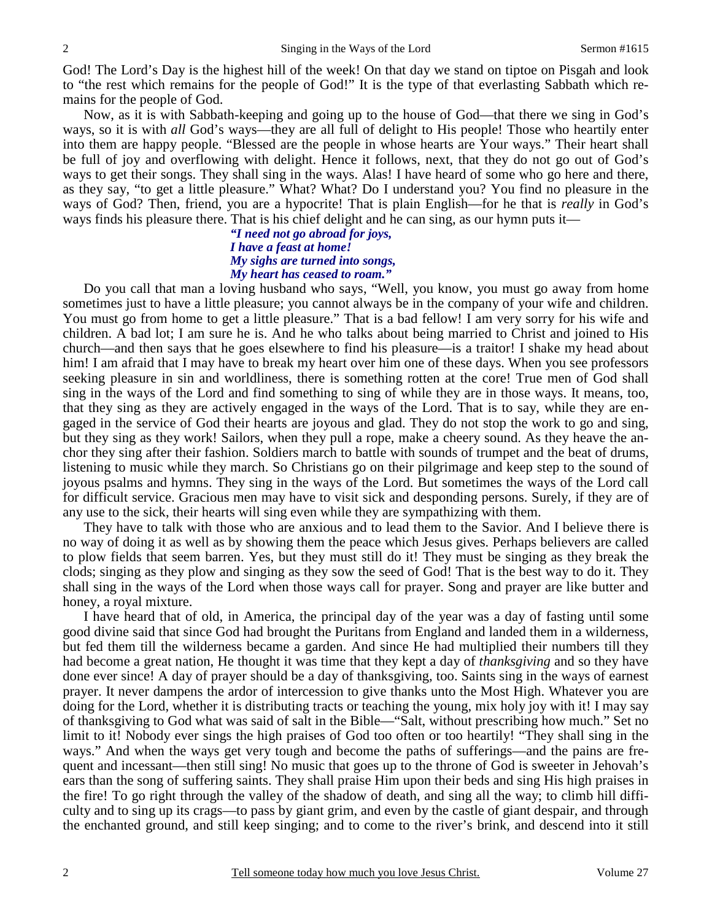God! The Lord's Day is the highest hill of the week! On that day we stand on tiptoe on Pisgah and look to "the rest which remains for the people of God!" It is the type of that everlasting Sabbath which remains for the people of God.

Now, as it is with Sabbath-keeping and going up to the house of God—that there we sing in God's ways, so it is with *all* God's ways—they are all full of delight to His people! Those who heartily enter into them are happy people. "Blessed are the people in whose hearts are Your ways." Their heart shall be full of joy and overflowing with delight. Hence it follows, next, that they do not go out of God's ways to get their songs. They shall sing in the ways. Alas! I have heard of some who go here and there, as they say, "to get a little pleasure." What? What? Do I understand you? You find no pleasure in the ways of God? Then, friend, you are a hypocrite! That is plain English—for he that is *really* in God's ways finds his pleasure there. That is his chief delight and he can sing, as our hymn puts it—

> ***"I need not go abroad for joys,***
> ***I have a feast at home!***
> ***My sighs are turned into songs,***
> ***My heart has ceased to roam."***

Do you call that man a loving husband who says, "Well, you know, you must go away from home sometimes just to have a little pleasure; you cannot always be in the company of your wife and children. You must go from home to get a little pleasure." That is a bad fellow! I am very sorry for his wife and children. A bad lot; I am sure he is. And he who talks about being married to Christ and joined to His church—and then says that he goes elsewhere to find his pleasure—is a traitor! I shake my head about him! I am afraid that I may have to break my heart over him one of these days. When you see professors seeking pleasure in sin and worldliness, there is something rotten at the core! True men of God shall sing in the ways of the Lord and find something to sing of while they are in those ways. It means, too, that they sing as they are actively engaged in the ways of the Lord. That is to say, while they are engaged in the service of God their hearts are joyous and glad. They do not stop the work to go and sing, but they sing as they work! Sailors, when they pull a rope, make a cheery sound. As they heave the anchor they sing after their fashion. Soldiers march to battle with sounds of trumpet and the beat of drums, listening to music while they march. So Christians go on their pilgrimage and keep step to the sound of joyous psalms and hymns. They sing in the ways of the Lord. But sometimes the ways of the Lord call for difficult service. Gracious men may have to visit sick and desponding persons. Surely, if they are of any use to the sick, their hearts will sing even while they are sympathizing with them.

They have to talk with those who are anxious and to lead them to the Savior. And I believe there is no way of doing it as well as by showing them the peace which Jesus gives. Perhaps believers are called to plow fields that seem barren. Yes, but they must still do it! They must be singing as they break the clods; singing as they plow and singing as they sow the seed of God! That is the best way to do it. They shall sing in the ways of the Lord when those ways call for prayer. Song and prayer are like butter and honey, a royal mixture.

I have heard that of old, in America, the principal day of the year was a day of fasting until some good divine said that since God had brought the Puritans from England and landed them in a wilderness, but fed them till the wilderness became a garden. And since He had multiplied their numbers till they had become a great nation, He thought it was time that they kept a day of *thanksgiving* and so they have done ever since! A day of prayer should be a day of thanksgiving, too. Saints sing in the ways of earnest prayer. It never dampens the ardor of intercession to give thanks unto the Most High. Whatever you are doing for the Lord, whether it is distributing tracts or teaching the young, mix holy joy with it! I may say of thanksgiving to God what was said of salt in the Bible—"Salt, without prescribing how much." Set no limit to it! Nobody ever sings the high praises of God too often or too heartily! "They shall sing in the ways." And when the ways get very tough and become the paths of sufferings—and the pains are frequent and incessant—then still sing! No music that goes up to the throne of God is sweeter in Jehovah's ears than the song of suffering saints. They shall praise Him upon their beds and sing His high praises in the fire! To go right through the valley of the shadow of death, and sing all the way; to climb hill difficulty and to sing up its crags—to pass by giant grim, and even by the castle of giant despair, and through the enchanted ground, and still keep singing; and to come to the river's brink, and descend into it still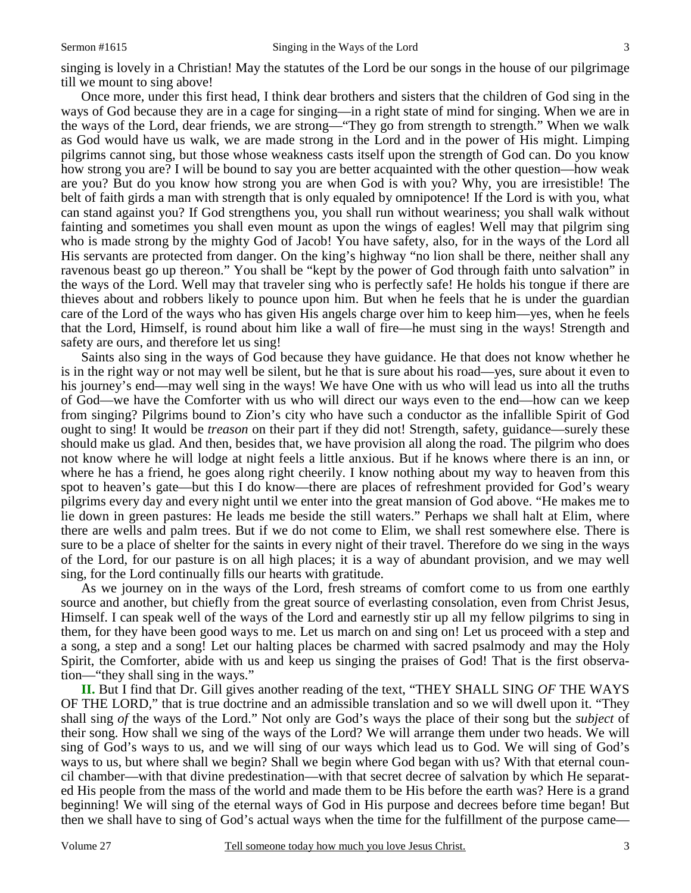singing is lovely in a Christian! May the statutes of the Lord be our songs in the house of our pilgrimage till we mount to sing above!

Once more, under this first head, I think dear brothers and sisters that the children of God sing in the ways of God because they are in a cage for singing—in a right state of mind for singing. When we are in the ways of the Lord, dear friends, we are strong—"They go from strength to strength." When we walk as God would have us walk, we are made strong in the Lord and in the power of His might. Limping pilgrims cannot sing, but those whose weakness casts itself upon the strength of God can. Do you know how strong you are? I will be bound to say you are better acquainted with the other question—how weak are you? But do you know how strong you are when God is with you? Why, you are irresistible! The belt of faith girds a man with strength that is only equaled by omnipotence! If the Lord is with you, what can stand against you? If God strengthens you, you shall run without weariness; you shall walk without fainting and sometimes you shall even mount as upon the wings of eagles! Well may that pilgrim sing who is made strong by the mighty God of Jacob! You have safety, also, for in the ways of the Lord all His servants are protected from danger. On the king's highway "no lion shall be there, neither shall any ravenous beast go up thereon." You shall be "kept by the power of God through faith unto salvation" in the ways of the Lord. Well may that traveler sing who is perfectly safe! He holds his tongue if there are thieves about and robbers likely to pounce upon him. But when he feels that he is under the guardian care of the Lord of the ways who has given His angels charge over him to keep him—yes, when he feels that the Lord, Himself, is round about him like a wall of fire—he must sing in the ways! Strength and safety are ours, and therefore let us sing!

Saints also sing in the ways of God because they have guidance. He that does not know whether he is in the right way or not may well be silent, but he that is sure about his road—yes, sure about it even to his journey's end—may well sing in the ways! We have One with us who will lead us into all the truths of God—we have the Comforter with us who will direct our ways even to the end—how can we keep from singing? Pilgrims bound to Zion's city who have such a conductor as the infallible Spirit of God ought to sing! It would be *treason* on their part if they did not! Strength, safety, guidance—surely these should make us glad. And then, besides that, we have provision all along the road. The pilgrim who does not know where he will lodge at night feels a little anxious. But if he knows where there is an inn, or where he has a friend, he goes along right cheerily. I know nothing about my way to heaven from this spot to heaven's gate—but this I do know—there are places of refreshment provided for God's weary pilgrims every day and every night until we enter into the great mansion of God above. "He makes me to lie down in green pastures: He leads me beside the still waters." Perhaps we shall halt at Elim, where there are wells and palm trees. But if we do not come to Elim, we shall rest somewhere else. There is sure to be a place of shelter for the saints in every night of their travel. Therefore do we sing in the ways of the Lord, for our pasture is on all high places; it is a way of abundant provision, and we may well sing, for the Lord continually fills our hearts with gratitude.

As we journey on in the ways of the Lord, fresh streams of comfort come to us from one earthly source and another, but chiefly from the great source of everlasting consolation, even from Christ Jesus, Himself. I can speak well of the ways of the Lord and earnestly stir up all my fellow pilgrims to sing in them, for they have been good ways to me. Let us march on and sing on! Let us proceed with a step and a song, a step and a song! Let our halting places be charmed with sacred psalmody and may the Holy Spirit, the Comforter, abide with us and keep us singing the praises of God! That is the first observation—"they shall sing in the ways."

**II.** But I find that Dr. Gill gives another reading of the text, "THEY SHALL SING *OF* THE WAYS OF THE LORD," that is true doctrine and an admissible translation and so we will dwell upon it. "They shall sing *of* the ways of the Lord." Not only are God's ways the place of their song but the *subject* of their song. How shall we sing of the ways of the Lord? We will arrange them under two heads. We will sing of God's ways to us, and we will sing of our ways which lead us to God. We will sing of God's ways to us, but where shall we begin? Shall we begin where God began with us? With that eternal council chamber—with that divine predestination—with that secret decree of salvation by which He separated His people from the mass of the world and made them to be His before the earth was? Here is a grand beginning! We will sing of the eternal ways of God in His purpose and decrees before time began! But then we shall have to sing of God's actual ways when the time for the fulfillment of the purpose came—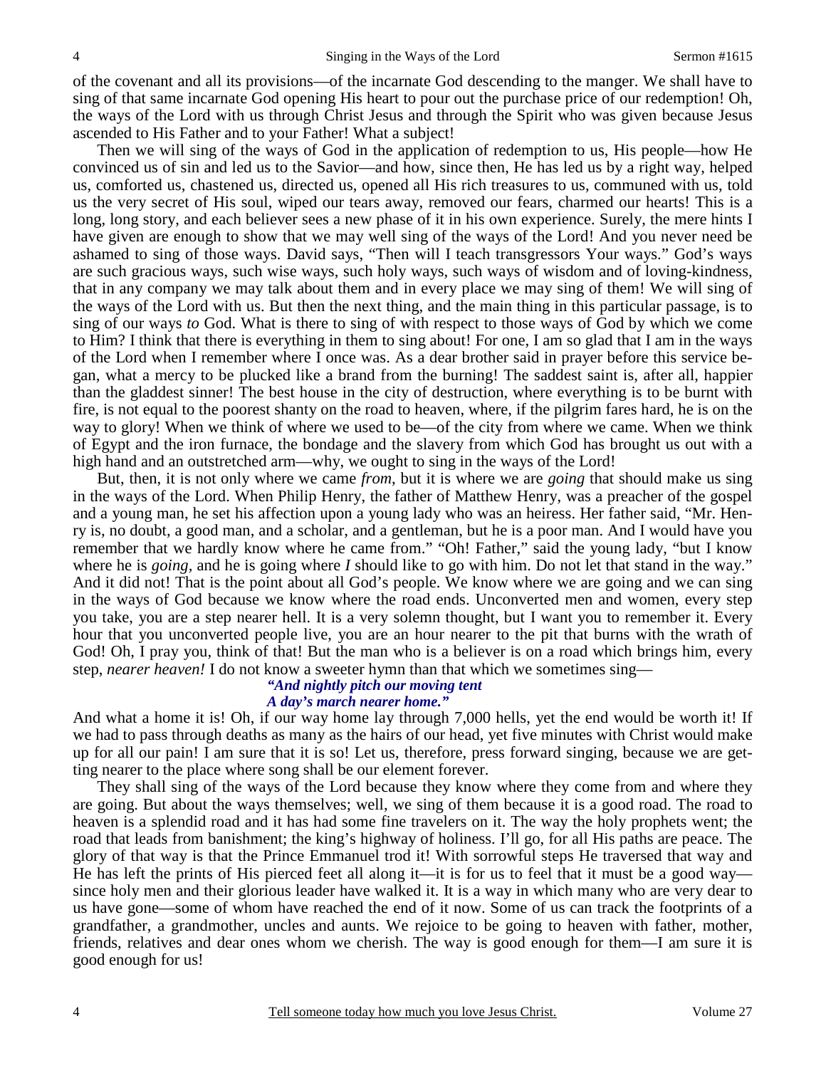of the covenant and all its provisions—of the incarnate God descending to the manger. We shall have to sing of that same incarnate God opening His heart to pour out the purchase price of our redemption! Oh, the ways of the Lord with us through Christ Jesus and through the Spirit who was given because Jesus ascended to His Father and to your Father! What a subject!

Then we will sing of the ways of God in the application of redemption to us, His people—how He convinced us of sin and led us to the Savior—and how, since then, He has led us by a right way, helped us, comforted us, chastened us, directed us, opened all His rich treasures to us, communed with us, told us the very secret of His soul, wiped our tears away, removed our fears, charmed our hearts! This is a long, long story, and each believer sees a new phase of it in his own experience. Surely, the mere hints I have given are enough to show that we may well sing of the ways of the Lord! And you never need be ashamed to sing of those ways. David says, "Then will I teach transgressors Your ways." God's ways are such gracious ways, such wise ways, such holy ways, such ways of wisdom and of loving-kindness, that in any company we may talk about them and in every place we may sing of them! We will sing of the ways of the Lord with us. But then the next thing, and the main thing in this particular passage, is to sing of our ways *to* God. What is there to sing of with respect to those ways of God by which we come to Him? I think that there is everything in them to sing about! For one, I am so glad that I am in the ways of the Lord when I remember where I once was. As a dear brother said in prayer before this service began, what a mercy to be plucked like a brand from the burning! The saddest saint is, after all, happier than the gladdest sinner! The best house in the city of destruction, where everything is to be burnt with fire, is not equal to the poorest shanty on the road to heaven, where, if the pilgrim fares hard, he is on the way to glory! When we think of where we used to be—of the city from where we came. When we think of Egypt and the iron furnace, the bondage and the slavery from which God has brought us out with a high hand and an outstretched arm—why, we ought to sing in the ways of the Lord!

But, then, it is not only where we came *from*, but it is where we are *going* that should make us sing in the ways of the Lord. When Philip Henry, the father of Matthew Henry, was a preacher of the gospel and a young man, he set his affection upon a young lady who was an heiress. Her father said, "Mr. Henry is, no doubt, a good man, and a scholar, and a gentleman, but he is a poor man. And I would have you remember that we hardly know where he came from." "Oh! Father," said the young lady, "but I know where he is *going,* and he is going where *I* should like to go with him. Do not let that stand in the way." And it did not! That is the point about all God's people. We know where we are going and we can sing in the ways of God because we know where the road ends. Unconverted men and women, every step you take, you are a step nearer hell. It is a very solemn thought, but I want you to remember it. Every hour that you unconverted people live, you are an hour nearer to the pit that burns with the wrath of God! Oh, I pray you, think of that! But the man who is a believer is on a road which brings him, every step, *nearer heaven!* I do not know a sweeter hymn than that which we sometimes sing—

> ***"And nightly pitch our moving tent***
> ***A day's march nearer home."***

And what a home it is! Oh, if our way home lay through 7,000 hells, yet the end would be worth it! If we had to pass through deaths as many as the hairs of our head, yet five minutes with Christ would make up for all our pain! I am sure that it is so! Let us, therefore, press forward singing, because we are getting nearer to the place where song shall be our element forever.

They shall sing of the ways of the Lord because they know where they come from and where they are going. But about the ways themselves; well, we sing of them because it is a good road. The road to heaven is a splendid road and it has had some fine travelers on it. The way the holy prophets went; the road that leads from banishment; the king's highway of holiness. I'll go, for all His paths are peace. The glory of that way is that the Prince Emmanuel trod it! With sorrowful steps He traversed that way and He has left the prints of His pierced feet all along it—it is for us to feel that it must be a good way—since holy men and their glorious leader have walked it. It is a way in which many who are very dear to us have gone—some of whom have reached the end of it now. Some of us can track the footprints of a grandfather, a grandmother, uncles and aunts. We rejoice to be going to heaven with father, mother, friends, relatives and dear ones whom we cherish. The way is good enough for them—I am sure it is good enough for us!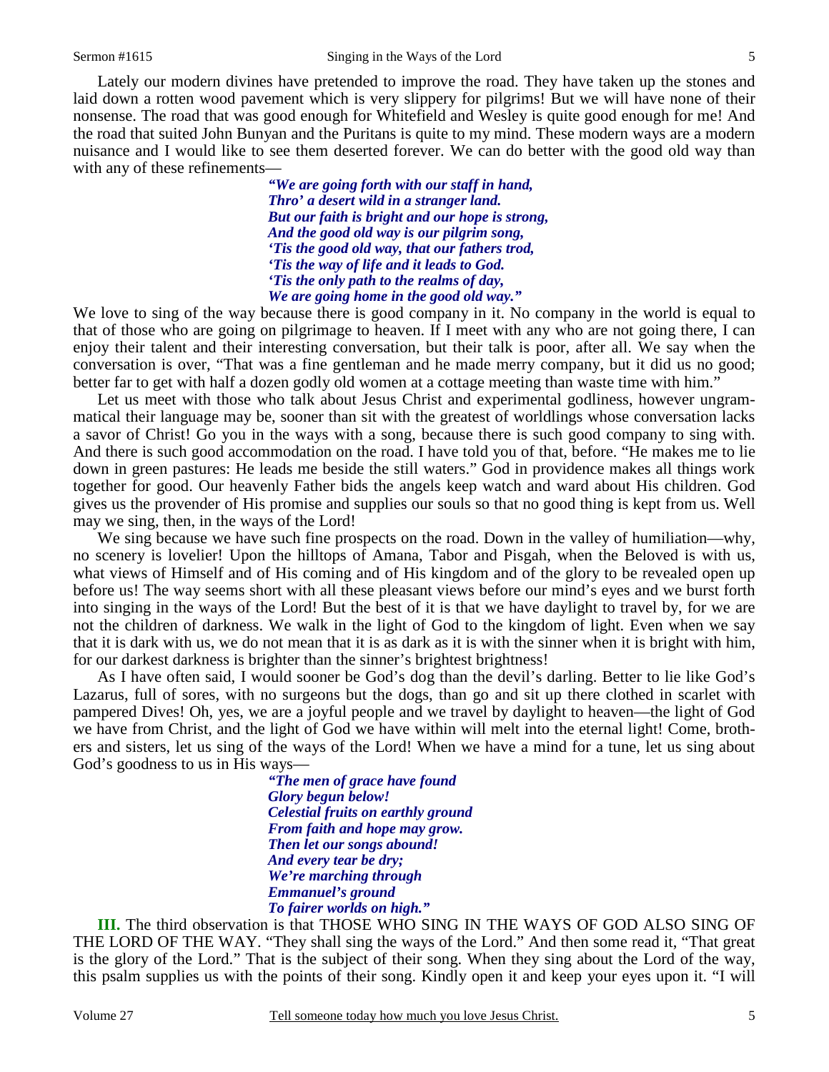Lately our modern divines have pretended to improve the road. They have taken up the stones and laid down a rotten wood pavement which is very slippery for pilgrims! But we will have none of their nonsense. The road that was good enough for Whitefield and Wesley is quite good enough for me! And the road that suited John Bunyan and the Puritans is quite to my mind. These modern ways are a modern nuisance and I would like to see them deserted forever. We can do better with the good old way than with any of these refinements—

> ***"We are going forth with our staff in hand,***
> ***Thro' a desert wild in a stranger land.***
> ***But our faith is bright and our hope is strong,***
> ***And the good old way is our pilgrim song,***
> ***'Tis the good old way, that our fathers trod,***
> ***'Tis the way of life and it leads to God.***
> ***'Tis the only path to the realms of day,***
> ***We are going home in the good old way."***

We love to sing of the way because there is good company in it. No company in the world is equal to that of those who are going on pilgrimage to heaven. If I meet with any who are not going there, I can enjoy their talent and their interesting conversation, but their talk is poor, after all. We say when the conversation is over, "That was a fine gentleman and he made merry company, but it did us no good; better far to get with half a dozen godly old women at a cottage meeting than waste time with him."

Let us meet with those who talk about Jesus Christ and experimental godliness, however ungrammatical their language may be, sooner than sit with the greatest of worldlings whose conversation lacks a savor of Christ! Go you in the ways with a song, because there is such good company to sing with. And there is such good accommodation on the road. I have told you of that, before. "He makes me to lie down in green pastures: He leads me beside the still waters." God in providence makes all things work together for good. Our heavenly Father bids the angels keep watch and ward about His children. God gives us the provender of His promise and supplies our souls so that no good thing is kept from us. Well may we sing, then, in the ways of the Lord!

We sing because we have such fine prospects on the road. Down in the valley of humiliation—why, no scenery is lovelier! Upon the hilltops of Amana, Tabor and Pisgah, when the Beloved is with us, what views of Himself and of His coming and of His kingdom and of the glory to be revealed open up before us! The way seems short with all these pleasant views before our mind's eyes and we burst forth into singing in the ways of the Lord! But the best of it is that we have daylight to travel by, for we are not the children of darkness. We walk in the light of God to the kingdom of light. Even when we say that it is dark with us, we do not mean that it is as dark as it is with the sinner when it is bright with him, for our darkest darkness is brighter than the sinner's brightest brightness!

As I have often said, I would sooner be God's dog than the devil's darling. Better to lie like God's Lazarus, full of sores, with no surgeons but the dogs, than go and sit up there clothed in scarlet with pampered Dives! Oh, yes, we are a joyful people and we travel by daylight to heaven—the light of God we have from Christ, and the light of God we have within will melt into the eternal light! Come, brothers and sisters, let us sing of the ways of the Lord! When we have a mind for a tune, let us sing about God's goodness to us in His ways—

> ***"The men of grace have found***
> ***Glory begun below!***
> ***Celestial fruits on earthly ground***
> ***From faith and hope may grow.***
> ***Then let our songs abound!***
> ***And every tear be dry;***
> ***We're marching through***
> ***Emmanuel's ground***
> ***To fairer worlds on high."***

**III.** The third observation is that THOSE WHO SING IN THE WAYS OF GOD ALSO SING OF THE LORD OF THE WAY. "They shall sing the ways of the Lord." And then some read it, "That great is the glory of the Lord." That is the subject of their song. When they sing about the Lord of the way, this psalm supplies us with the points of their song. Kindly open it and keep your eyes upon it. "I will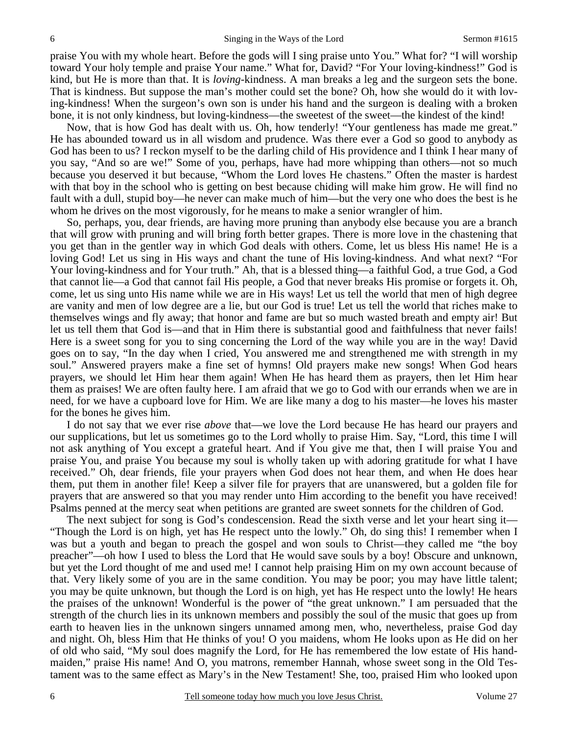praise You with my whole heart. Before the gods will I sing praise unto You." What for? "I will worship toward Your holy temple and praise Your name." What for, David? "For Your loving-kindness!" God is kind, but He is more than that. It is *loving*-kindness. A man breaks a leg and the surgeon sets the bone. That is kindness. But suppose the man's mother could set the bone? Oh, how she would do it with loving-kindness! When the surgeon's own son is under his hand and the surgeon is dealing with a broken bone, it is not only kindness, but loving-kindness—the sweetest of the sweet—the kindest of the kind!

Now, that is how God has dealt with us. Oh, how tenderly! "Your gentleness has made me great." He has abounded toward us in all wisdom and prudence. Was there ever a God so good to anybody as God has been to us? I reckon myself to be the darling child of His providence and I think I hear many of you say, "And so are we!" Some of you, perhaps, have had more whipping than others—not so much because you deserved it but because, "Whom the Lord loves He chastens." Often the master is hardest with that boy in the school who is getting on best because chiding will make him grow. He will find no fault with a dull, stupid boy—he never can make much of him—but the very one who does the best is he whom he drives on the most vigorously, for he means to make a senior wrangler of him.

So, perhaps, you, dear friends, are having more pruning than anybody else because you are a branch that will grow with pruning and will bring forth better grapes. There is more love in the chastening that you get than in the gentler way in which God deals with others. Come, let us bless His name! He is a loving God! Let us sing in His ways and chant the tune of His loving-kindness. And what next? "For Your loving-kindness and for Your truth." Ah, that is a blessed thing—a faithful God, a true God, a God that cannot lie—a God that cannot fail His people, a God that never breaks His promise or forgets it. Oh, come, let us sing unto His name while we are in His ways! Let us tell the world that men of high degree are vanity and men of low degree are a lie, but our God is true! Let us tell the world that riches make to themselves wings and fly away; that honor and fame are but so much wasted breath and empty air! But let us tell them that God is—and that in Him there is substantial good and faithfulness that never fails! Here is a sweet song for you to sing concerning the Lord of the way while you are in the way! David goes on to say, "In the day when I cried, You answered me and strengthened me with strength in my soul." Answered prayers make a fine set of hymns! Old prayers make new songs! When God hears prayers, we should let Him hear them again! When He has heard them as prayers, then let Him hear them as praises! We are often faulty here. I am afraid that we go to God with our errands when we are in need, for we have a cupboard love for Him. We are like many a dog to his master—he loves his master for the bones he gives him.

I do not say that we ever rise *above* that—we love the Lord because He has heard our prayers and our supplications, but let us sometimes go to the Lord wholly to praise Him. Say, "Lord, this time I will not ask anything of You except a grateful heart. And if You give me that, then I will praise You and praise You, and praise You because my soul is wholly taken up with adoring gratitude for what I have received." Oh, dear friends, file your prayers when God does not hear them, and when He does hear them, put them in another file! Keep a silver file for prayers that are unanswered, but a golden file for prayers that are answered so that you may render unto Him according to the benefit you have received! Psalms penned at the mercy seat when petitions are granted are sweet sonnets for the children of God.

The next subject for song is God's condescension. Read the sixth verse and let your heart sing it—"Though the Lord is on high, yet has He respect unto the lowly." Oh, do sing this! I remember when I was but a youth and began to preach the gospel and won souls to Christ—they called me "the boy preacher"—oh how I used to bless the Lord that He would save souls by a boy! Obscure and unknown, but yet the Lord thought of me and used me! I cannot help praising Him on my own account because of that. Very likely some of you are in the same condition. You may be poor; you may have little talent; you may be quite unknown, but though the Lord is on high, yet has He respect unto the lowly! He hears the praises of the unknown! Wonderful is the power of "the great unknown." I am persuaded that the strength of the church lies in its unknown members and possibly the soul of the music that goes up from earth to heaven lies in the unknown singers unnamed among men, who, nevertheless, praise God day and night. Oh, bless Him that He thinks of you! O you maidens, whom He looks upon as He did on her of old who said, "My soul does magnify the Lord, for He has remembered the low estate of His handmaiden," praise His name! And O, you matrons, remember Hannah, whose sweet song in the Old Testament was to the same effect as Mary's in the New Testament! She, too, praised Him who looked upon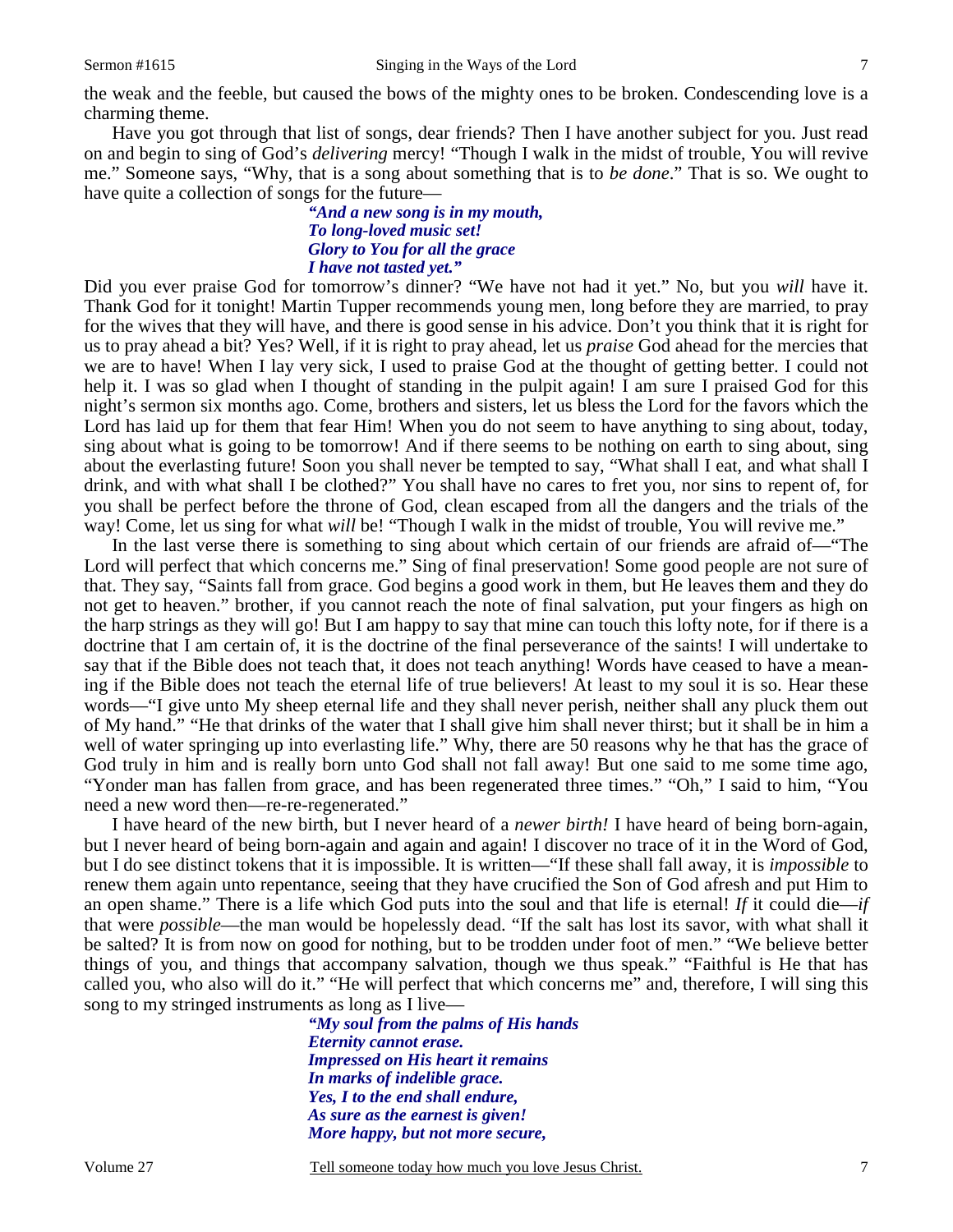the weak and the feeble, but caused the bows of the mighty ones to be broken. Condescending love is a charming theme.

Have you got through that list of songs, dear friends? Then I have another subject for you. Just read on and begin to sing of God's *delivering* mercy! "Though I walk in the midst of trouble, You will revive me." Someone says, "Why, that is a song about something that is to *be done*." That is so. We ought to have quite a collection of songs for the future—

> ***"And a new song is in my mouth,***
> ***To long-loved music set!***
> ***Glory to You for all the grace***
> ***I have not tasted yet."***

Did you ever praise God for tomorrow's dinner? "We have not had it yet." No, but you *will* have it. Thank God for it tonight! Martin Tupper recommends young men, long before they are married, to pray for the wives that they will have, and there is good sense in his advice. Don't you think that it is right for us to pray ahead a bit? Yes? Well, if it is right to pray ahead, let us *praise* God ahead for the mercies that we are to have! When I lay very sick, I used to praise God at the thought of getting better. I could not help it. I was so glad when I thought of standing in the pulpit again! I am sure I praised God for this night's sermon six months ago. Come, brothers and sisters, let us bless the Lord for the favors which the Lord has laid up for them that fear Him! When you do not seem to have anything to sing about, today, sing about what is going to be tomorrow! And if there seems to be nothing on earth to sing about, sing about the everlasting future! Soon you shall never be tempted to say, "What shall I eat, and what shall I drink, and with what shall I be clothed?" You shall have no cares to fret you, nor sins to repent of, for you shall be perfect before the throne of God, clean escaped from all the dangers and the trials of the way! Come, let us sing for what *will* be! "Though I walk in the midst of trouble, You will revive me."

In the last verse there is something to sing about which certain of our friends are afraid of—"The Lord will perfect that which concerns me." Sing of final preservation! Some good people are not sure of that. They say, "Saints fall from grace. God begins a good work in them, but He leaves them and they do not get to heaven." brother, if you cannot reach the note of final salvation, put your fingers as high on the harp strings as they will go! But I am happy to say that mine can touch this lofty note, for if there is a doctrine that I am certain of, it is the doctrine of the final perseverance of the saints! I will undertake to say that if the Bible does not teach that, it does not teach anything! Words have ceased to have a meaning if the Bible does not teach the eternal life of true believers! At least to my soul it is so. Hear these words—"I give unto My sheep eternal life and they shall never perish, neither shall any pluck them out of My hand." "He that drinks of the water that I shall give him shall never thirst; but it shall be in him a well of water springing up into everlasting life." Why, there are 50 reasons why he that has the grace of God truly in him and is really born unto God shall not fall away! But one said to me some time ago, "Yonder man has fallen from grace, and has been regenerated three times." "Oh," I said to him, "You need a new word then—re-re-regenerated."

I have heard of the new birth, but I never heard of a *newer birth!* I have heard of being born-again, but I never heard of being born-again and again and again! I discover no trace of it in the Word of God, but I do see distinct tokens that it is impossible. It is written—"If these shall fall away, it is *impossible* to renew them again unto repentance, seeing that they have crucified the Son of God afresh and put Him to an open shame." There is a life which God puts into the soul and that life is eternal! *If* it could die—*if* that were *possible*—the man would be hopelessly dead. "If the salt has lost its savor, with what shall it be salted? It is from now on good for nothing, but to be trodden under foot of men." "We believe better things of you, and things that accompany salvation, though we thus speak." "Faithful is He that has called you, who also will do it." "He will perfect that which concerns me" and, therefore, I will sing this song to my stringed instruments as long as I live—

> ***"My soul from the palms of His hands***
> ***Eternity cannot erase.***
> ***Impressed on His heart it remains***
> ***In marks of indelible grace.***
> ***Yes, I to the end shall endure,***
> ***As sure as the earnest is given!***
> ***More happy, but not more secure,***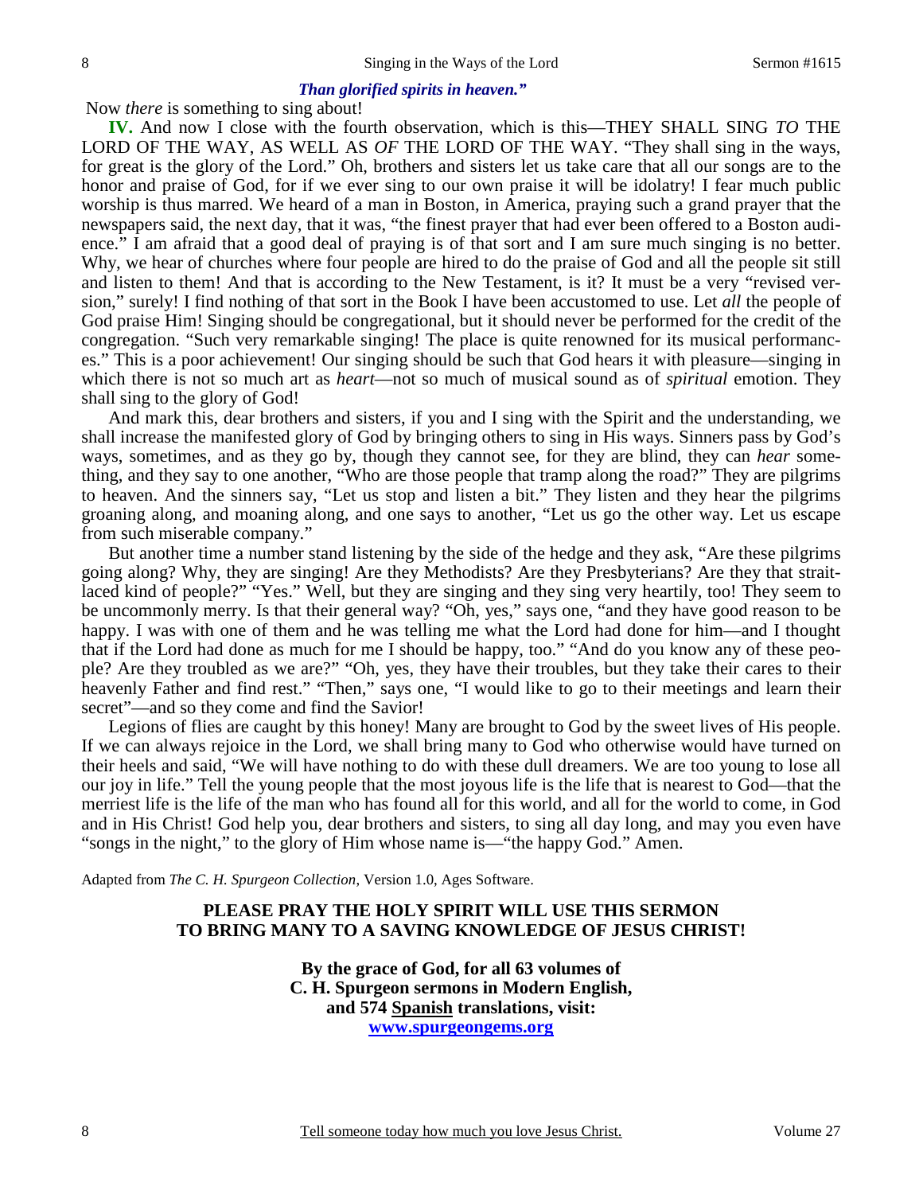***Than glorified spirits in heaven."***

Now *there* is something to sing about!

**IV.** And now I close with the fourth observation, which is this—THEY SHALL SING *TO* THE LORD OF THE WAY, AS WELL AS *OF* THE LORD OF THE WAY. "They shall sing in the ways, for great is the glory of the Lord." Oh, brothers and sisters let us take care that all our songs are to the honor and praise of God, for if we ever sing to our own praise it will be idolatry! I fear much public worship is thus marred. We heard of a man in Boston, in America, praying such a grand prayer that the newspapers said, the next day, that it was, "the finest prayer that had ever been offered to a Boston audience." I am afraid that a good deal of praying is of that sort and I am sure much singing is no better. Why, we hear of churches where four people are hired to do the praise of God and all the people sit still and listen to them! And that is according to the New Testament, is it? It must be a very "revised version," surely! I find nothing of that sort in the Book I have been accustomed to use. Let *all* the people of God praise Him! Singing should be congregational, but it should never be performed for the credit of the congregation. "Such very remarkable singing! The place is quite renowned for its musical performances." This is a poor achievement! Our singing should be such that God hears it with pleasure—singing in which there is not so much art as *heart*—not so much of musical sound as of *spiritual* emotion. They shall sing to the glory of God!

And mark this, dear brothers and sisters, if you and I sing with the Spirit and the understanding, we shall increase the manifested glory of God by bringing others to sing in His ways. Sinners pass by God's ways, sometimes, and as they go by, though they cannot see, for they are blind, they can *hear* something, and they say to one another, "Who are those people that tramp along the road?" They are pilgrims to heaven. And the sinners say, "Let us stop and listen a bit." They listen and they hear the pilgrims groaning along, and moaning along, and one says to another, "Let us go the other way. Let us escape from such miserable company."

But another time a number stand listening by the side of the hedge and they ask, "Are these pilgrims going along? Why, they are singing! Are they Methodists? Are they Presbyterians? Are they that strait-laced kind of people?" "Yes." Well, but they are singing and they sing very heartily, too! They seem to be uncommonly merry. Is that their general way? "Oh, yes," says one, "and they have good reason to be happy. I was with one of them and he was telling me what the Lord had done for him—and I thought that if the Lord had done as much for me I should be happy, too." "And do you know any of these people? Are they troubled as we are?" "Oh, yes, they have their troubles, but they take their cares to their heavenly Father and find rest." "Then," says one, "I would like to go to their meetings and learn their secret"—and so they come and find the Savior!

Legions of flies are caught by this honey! Many are brought to God by the sweet lives of His people. If we can always rejoice in the Lord, we shall bring many to God who otherwise would have turned on their heels and said, "We will have nothing to do with these dull dreamers. We are too young to lose all our joy in life." Tell the young people that the most joyous life is the life that is nearest to God—that the merriest life is the life of the man who has found all for this world, and all for the world to come, in God and in His Christ! God help you, dear brothers and sisters, to sing all day long, and may you even have "songs in the night," to the glory of Him whose name is—"the happy God." Amen.

Adapted from *The C. H. Spurgeon Collection*, Version 1.0, Ages Software.

**PLEASE PRAY THE HOLY SPIRIT WILL USE THIS SERMON TO BRING MANY TO A SAVING KNOWLEDGE OF JESUS CHRIST!**

**By the grace of God, for all 63 volumes of C. H. Spurgeon sermons in Modern English, and 574 Spanish translations, visit: www.spurgeongems.org**